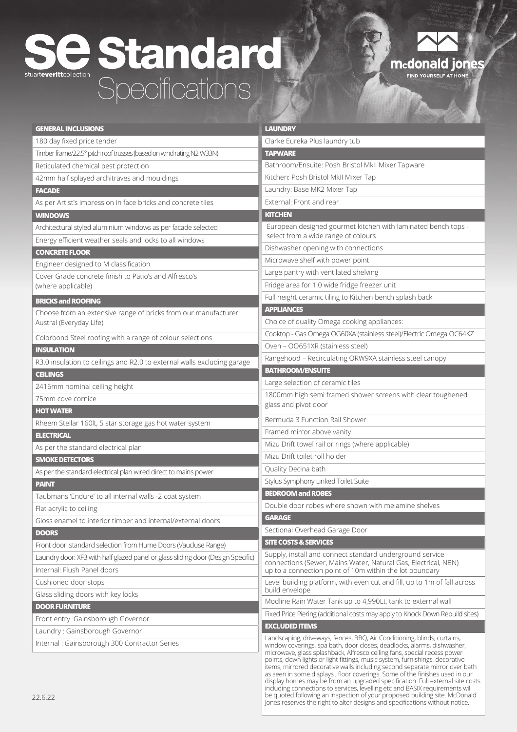# se Standard Specifications

stuarteverittcollection

mcdonald jones
FIND YOURSELF AT HOME

## GENERAL INCLUSIONS

180 day fixed price tender

Timber frame/22.5° pitch roof trusses (based on wind rating N2 W33N)

Reticulated chemical pest protection

42mm half splayed architraves and mouldings

## FACADE

As per Artist's impression in face bricks and concrete tiles

## WINDOWS

Architectural styled aluminium windows as per facade selected

Energy efficient weather seals and locks to all windows

## CONCRETE FLOOR

Engineer designed to M classification

Cover Grade concrete finish to Patio's and Alfresco's (where applicable)

## BRICKS and ROOFING

Choose from an extensive range of bricks from our manufacturer Austral (Everyday Life)

Colorbond Steel roofing with a range of colour selections

## INSULATION

R3.0 insulation to ceilings and R2.0 to external walls excluding garage

## CEILINGS

2416mm nominal ceiling height

75mm cove cornice

## HOT WATER

Rheem Stellar 160lt, 5 star storage gas hot water system

## ELECTRICAL

As per the standard electrical plan

## SMOKE DETECTORS

As per the standard electrical plan wired direct to mains power

## PAINT

Taubmans 'Endure' to all internal walls -2 coat system

Flat acrylic to ceiling

Gloss enamel to interior timber and internal/external doors

## DOORS

Front door: standard selection from Hume Doors (Vaucluse Range)

Laundry door: XF3 with half glazed panel or glass sliding door (Design Specific)

Internal: Flush Panel doors

Cushioned door stops

Glass sliding doors with key locks

## DOOR FURNITURE

Front entry: Gainsborough Governor

Laundry : Gainsborough Governor

Internal : Gainsborough 300 Contractor Series

## LAUNDRY

Clarke Eureka Plus laundry tub

## TAPWARE

Bathroom/Ensuite: Posh Bristol MkII Mixer Tapware

Kitchen: Posh Bristol MkII Mixer Tap

Laundry: Base MK2 Mixer Tap

External: Front and rear

## KITCHEN

European designed gourmet kitchen with laminated bench tops - select from a wide range of colours

Dishwasher opening with connections

Microwave shelf with power point

Large pantry with ventilated shelving

Fridge area for 1.0 wide fridge freezer unit

Full height ceramic tiling to Kitchen bench splash back

## APPLIANCES

Choice of quality Omega cooking appliances:

Cooktop - Gas Omega OG60XA (stainless steel)/Electric Omega OC64KZ

Oven – OO651XR (stainless steel)

Rangehood – Recirculating ORW9XA stainless steel canopy

## BATHROOM/ENSUITE

Large selection of ceramic tiles

1800mm high semi framed shower screens with clear toughened glass and pivot door

Bermuda 3 Function Rail Shower

Framed mirror above vanity

Mizu Drift towel rail or rings (where applicable)

Mizu Drift toilet roll holder

Quality Decina bath

Stylus Symphony Linked Toilet Suite

## BEDROOM and ROBES

Double door robes where shown with melamine shelves

## GARAGE

Sectional Overhead Garage Door

## SITE COSTS & SERVICES

Supply, install and connect standard underground service connections (Sewer, Mains Water, Natural Gas, Electrical, NBN) up to a connection point of 10m within the lot boundary

Level building platform, with even cut and fill, up to 1m of fall across build envelope

Modline Rain Water Tank up to 4,990Lt, tank to external wall

Fixed Price Piering (additional costs may apply to Knock Down Rebuild sites)

## EXCLUDED ITEMS

Landscaping, driveways, fences, BBQ, Air Conditioning, blinds, curtains, window coverings, spa bath, door closes, deadlocks, alarms, dishwasher, microwave, glass splashback, Alfresco ceiling fans, special recess power points, down lights or light fittings, music system, furnishings, decorative items, mirrored decorative walls including second separate mirror over bath as seen in some displays , floor coverings. Some of the finishes used in our display homes may be from an upgraded specification. Full external site costs including connections to services, levelling etc and BASIX requirements will be quoted following an inspection of your proposed building site. McDonald Jones reserves the right to alter designs and specifications without notice.

22.6.22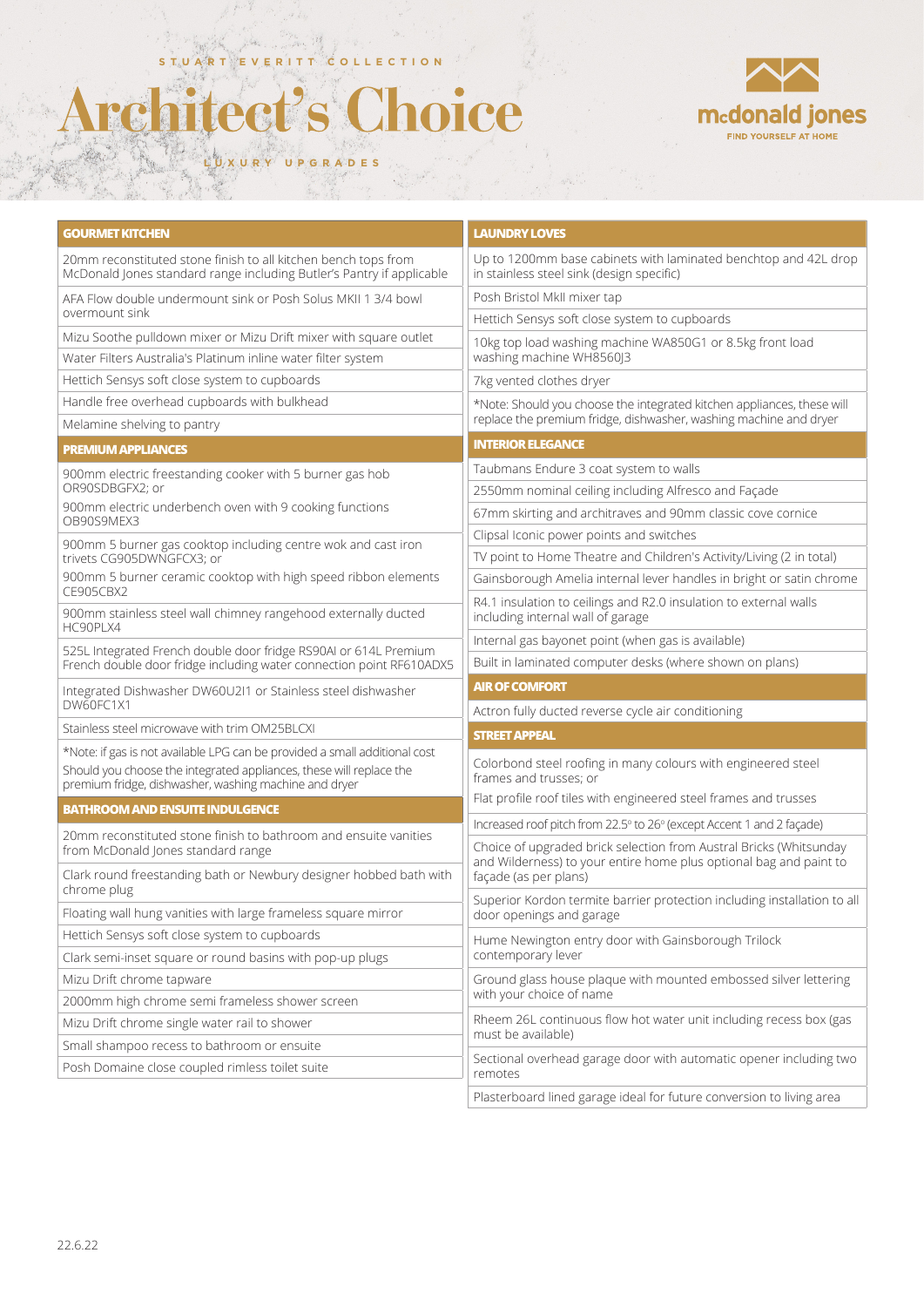STUART EVERITT COLLECTION

# Architect's Choice

LUXURY UPGRADES

mcdonald jones
FIND YOURSELF AT HOME

| GOURMET KITCHEN |
|---|
| 20mm reconstituted stone finish to all kitchen bench tops from McDonald Jones standard range including Butler's Pantry if applicable |
| AFA Flow double undermount sink or Posh Solus MKII 1 3/4 bowl overmount sink |
| Mizu Soothe pulldown mixer or Mizu Drift mixer with square outlet |
| Water Filters Australia's Platinum inline water filter system |
| Hettich Sensys soft close system to cupboards |
| Handle free overhead cupboards with bulkhead |
| Melamine shelving to pantry |

| PREMIUM APPLIANCES |
|---|
| 900mm electric freestanding cooker with 5 burner gas hob OR90SDBGFX2; or<br>900mm electric underbench oven with 9 cooking functions OB90S9MEX3 |
| 900mm 5 burner gas cooktop including centre wok and cast iron trivets CG905DWNGFCX3; or<br>900mm 5 burner ceramic cooktop with high speed ribbon elements CE905CBX2 |
| 900mm stainless steel wall chimney rangehood externally ducted HC90PLX4 |
| 525L Integrated French double door fridge RS90AI or 614L Premium French double door fridge including water connection point RF610ADX5 |
| Integrated Dishwasher DW60U2I1 or Stainless steel dishwasher DW60FC1X1 |
| Stainless steel microwave with trim OM25BLCXI |
| *Note: if gas is not available LPG can be provided a small additional cost<br>Should you choose the integrated appliances, these will replace the premium fridge, dishwasher, washing machine and dryer |

| BATHROOM AND ENSUITE INDULGENCE |
|---|
| 20mm reconstituted stone finish to bathroom and ensuite vanities from McDonald Jones standard range |
| Clark round freestanding bath or Newbury designer hobbed bath with chrome plug |
| Floating wall hung vanities with large frameless square mirror |
| Hettich Sensys soft close system to cupboards |
| Clark semi-inset square or round basins with pop-up plugs |
| Mizu Drift chrome tapware |
| 2000mm high chrome semi frameless shower screen |
| Mizu Drift chrome single water rail to shower |
| Small shampoo recess to bathroom or ensuite |
| Posh Domaine close coupled rimless toilet suite |

| LAUNDRY LOVES |
|---|
| Up to 1200mm base cabinets with laminated benchtop and 42L drop in stainless steel sink (design specific) |
| Posh Bristol MkII mixer tap |
| Hettich Sensys soft close system to cupboards |
| 10kg top load washing machine WA850G1 or 8.5kg front load washing machine WH8560J3 |
| 7kg vented clothes dryer |
| *Note: Should you choose the integrated kitchen appliances, these will replace the premium fridge, dishwasher, washing machine and dryer |

| INTERIOR ELEGANCE |
|---|
| Taubmans Endure 3 coat system to walls |
| 2550mm nominal ceiling including Alfresco and Façade |
| 67mm skirting and architraves and 90mm classic cove cornice |
| Clipsal Iconic power points and switches |
| TV point to Home Theatre and Children's Activity/Living (2 in total) |
| Gainsborough Amelia internal lever handles in bright or satin chrome |
| R4.1 insulation to ceilings and R2.0 insulation to external walls including internal wall of garage |
| Internal gas bayonet point (when gas is available) |
| Built in laminated computer desks (where shown on plans) |

| AIR OF COMFORT |
|---|
| Actron fully ducted reverse cycle air conditioning |

| STREET APPEAL |
|---|
| Colorbond steel roofing in many colours with engineered steel frames and trusses; or<br>Flat profile roof tiles with engineered steel frames and trusses |
| Increased roof pitch from 22.5° to 26° (except Accent 1 and 2 façade) |
| Choice of upgraded brick selection from Austral Bricks (Whitsunday and Wilderness) to your entire home plus optional bag and paint to façade (as per plans) |
| Superior Kordon termite barrier protection including installation to all door openings and garage |
| Hume Newington entry door with Gainsborough Trilock contemporary lever |
| Ground glass house plaque with mounted embossed silver lettering with your choice of name |
| Rheem 26L continuous flow hot water unit including recess box (gas must be available) |
| Sectional overhead garage door with automatic opener including two remotes |
| Plasterboard lined garage ideal for future conversion to living area |

22.6.22